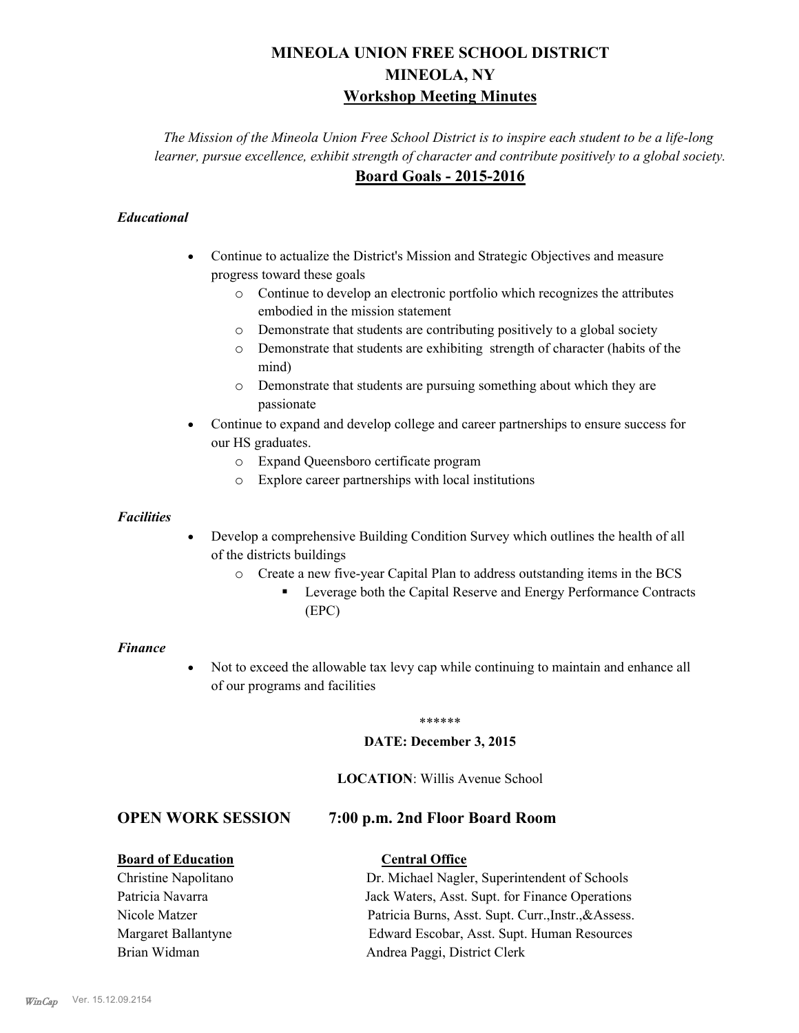# MINEOLA UNION FREE SCHOOL DISTRICT
# MINEOLA, NY
## Workshop Meeting Minutes

*The Mission of the Mineola Union Free School District is to inspire each student to be a life-long learner, pursue excellence, exhibit strength of character and contribute positively to a global society.*

## Board Goals - 2015-2016

***Educational***

- Continue to actualize the District's Mission and Strategic Objectives and measure progress toward these goals
  - Continue to develop an electronic portfolio which recognizes the attributes embodied in the mission statement
  - Demonstrate that students are contributing positively to a global society
  - Demonstrate that students are exhibiting strength of character (habits of the mind)
  - Demonstrate that students are pursuing something about which they are passionate
- Continue to expand and develop college and career partnerships to ensure success for our HS graduates.
  - Expand Queensboro certificate program
  - Explore career partnerships with local institutions

***Facilities***

- Develop a comprehensive Building Condition Survey which outlines the health of all of the districts buildings
  - Create a new five-year Capital Plan to address outstanding items in the BCS
    - Leverage both the Capital Reserve and Energy Performance Contracts (EPC)

***Finance***

- Not to exceed the allowable tax levy cap while continuing to maintain and enhance all of our programs and facilities

\*\*\*\*\*\*

**DATE: December 3, 2015**

**LOCATION**: Willis Avenue School

## OPEN WORK SESSION 7:00 p.m. 2nd Floor Board Room

| **Board of Education** | **Central Office** |
|---|---|
| Christine Napolitano | Dr. Michael Nagler, Superintendent of Schools |
| Patricia Navarra | Jack Waters, Asst. Supt. for Finance Operations |
| Nicole Matzer | Patricia Burns, Asst. Supt. Curr.,Instr.,&Assess. |
| Margaret Ballantyne | Edward Escobar, Asst. Supt. Human Resources |
| Brian Widman | Andrea Paggi, District Clerk |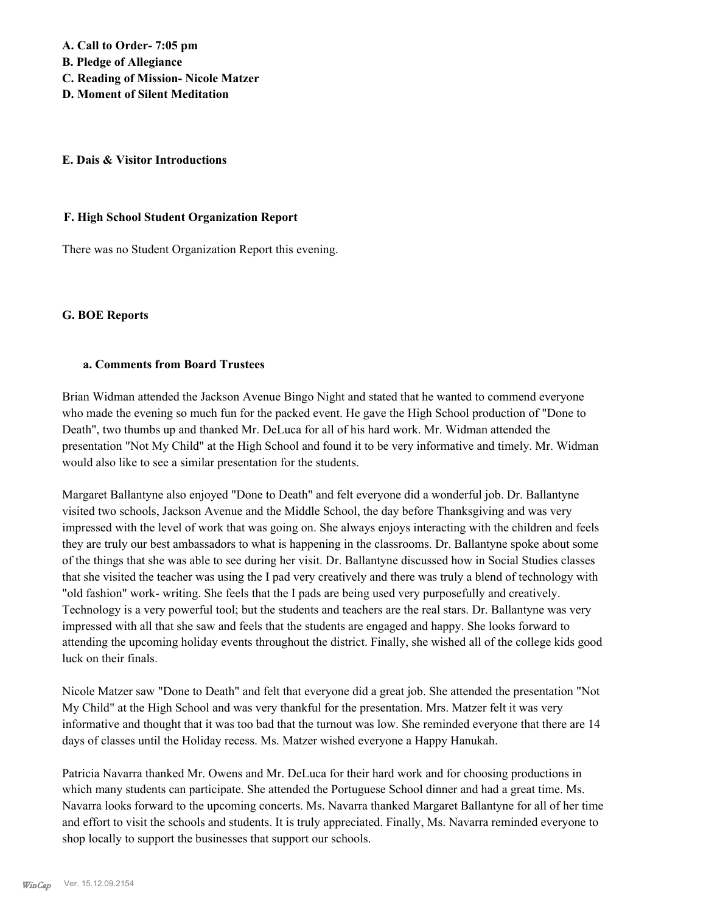**A. Call to Order- 7:05 pm**
**B. Pledge of Allegiance**
**C. Reading of Mission- Nicole Matzer**
**D. Moment of Silent Meditation**

**E. Dais & Visitor Introductions**

**F. High School Student Organization Report**

There was no Student Organization Report this evening.

**G. BOE Reports**

**a. Comments from Board Trustees**

Brian Widman attended the Jackson Avenue Bingo Night and stated that he wanted to commend everyone who made the evening so much fun for the packed event. He gave the High School production of "Done to Death", two thumbs up and thanked Mr. DeLuca for all of his hard work. Mr. Widman attended the presentation "Not My Child" at the High School and found it to be very informative and timely. Mr. Widman would also like to see a similar presentation for the students.

Margaret Ballantyne also enjoyed "Done to Death" and felt everyone did a wonderful job. Dr. Ballantyne visited two schools, Jackson Avenue and the Middle School, the day before Thanksgiving and was very impressed with the level of work that was going on. She always enjoys interacting with the children and feels they are truly our best ambassadors to what is happening in the classrooms. Dr. Ballantyne spoke about some of the things that she was able to see during her visit. Dr. Ballantyne discussed how in Social Studies classes that she visited the teacher was using the I pad very creatively and there was truly a blend of technology with "old fashion" work- writing. She feels that the I pads are being used very purposefully and creatively. Technology is a very powerful tool; but the students and teachers are the real stars. Dr. Ballantyne was very impressed with all that she saw and feels that the students are engaged and happy. She looks forward to attending the upcoming holiday events throughout the district. Finally, she wished all of the college kids good luck on their finals.

Nicole Matzer saw "Done to Death" and felt that everyone did a great job. She attended the presentation "Not My Child" at the High School and was very thankful for the presentation. Mrs. Matzer felt it was very informative and thought that it was too bad that the turnout was low. She reminded everyone that there are 14 days of classes until the Holiday recess. Ms. Matzer wished everyone a Happy Hanukah.

Patricia Navarra thanked Mr. Owens and Mr. DeLuca for their hard work and for choosing productions in which many students can participate. She attended the Portuguese School dinner and had a great time. Ms. Navarra looks forward to the upcoming concerts. Ms. Navarra thanked Margaret Ballantyne for all of her time and effort to visit the schools and students. It is truly appreciated. Finally, Ms. Navarra reminded everyone to shop locally to support the businesses that support our schools.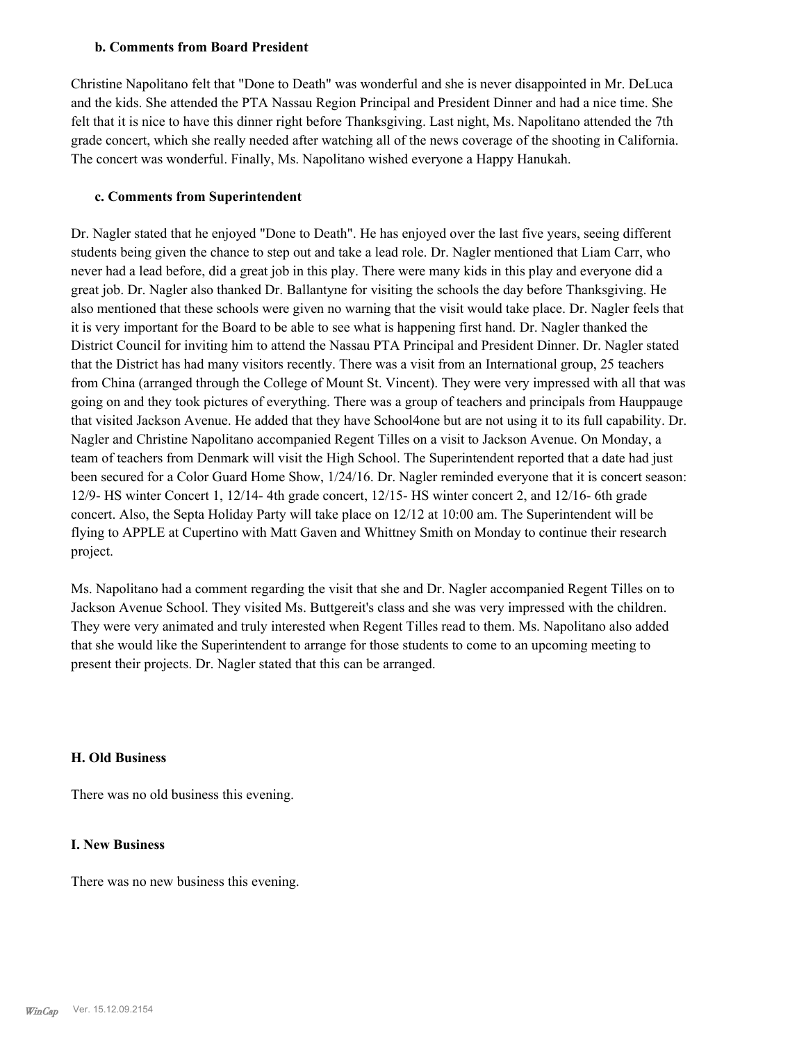### b. Comments from Board President

Christine Napolitano felt that "Done to Death" was wonderful and she is never disappointed in Mr. DeLuca and the kids. She attended the PTA Nassau Region Principal and President Dinner and had a nice time. She felt that it is nice to have this dinner right before Thanksgiving. Last night, Ms. Napolitano attended the 7th grade concert, which she really needed after watching all of the news coverage of the shooting in California. The concert was wonderful. Finally, Ms. Napolitano wished everyone a Happy Hanukah.

### c. Comments from Superintendent

Dr. Nagler stated that he enjoyed "Done to Death". He has enjoyed over the last five years, seeing different students being given the chance to step out and take a lead role. Dr. Nagler mentioned that Liam Carr, who never had a lead before, did a great job in this play. There were many kids in this play and everyone did a great job. Dr. Nagler also thanked Dr. Ballantyne for visiting the schools the day before Thanksgiving. He also mentioned that these schools were given no warning that the visit would take place. Dr. Nagler feels that it is very important for the Board to be able to see what is happening first hand. Dr. Nagler thanked the District Council for inviting him to attend the Nassau PTA Principal and President Dinner. Dr. Nagler stated that the District has had many visitors recently. There was a visit from an International group, 25 teachers from China (arranged through the College of Mount St. Vincent). They were very impressed with all that was going on and they took pictures of everything. There was a group of teachers and principals from Hauppauge that visited Jackson Avenue. He added that they have School4one but are not using it to its full capability. Dr. Nagler and Christine Napolitano accompanied Regent Tilles on a visit to Jackson Avenue. On Monday, a team of teachers from Denmark will visit the High School. The Superintendent reported that a date had just been secured for a Color Guard Home Show, 1/24/16. Dr. Nagler reminded everyone that it is concert season: 12/9- HS winter Concert 1, 12/14- 4th grade concert, 12/15- HS winter concert 2, and 12/16- 6th grade concert. Also, the Septa Holiday Party will take place on 12/12 at 10:00 am. The Superintendent will be flying to APPLE at Cupertino with Matt Gaven and Whittney Smith on Monday to continue their research project.

Ms. Napolitano had a comment regarding the visit that she and Dr. Nagler accompanied Regent Tilles on to Jackson Avenue School. They visited Ms. Buttgereit's class and she was very impressed with the children. They were very animated and truly interested when Regent Tilles read to them. Ms. Napolitano also added that she would like the Superintendent to arrange for those students to come to an upcoming meeting to present their projects. Dr. Nagler stated that this can be arranged.

## H. Old Business

There was no old business this evening.

## I. New Business

There was no new business this evening.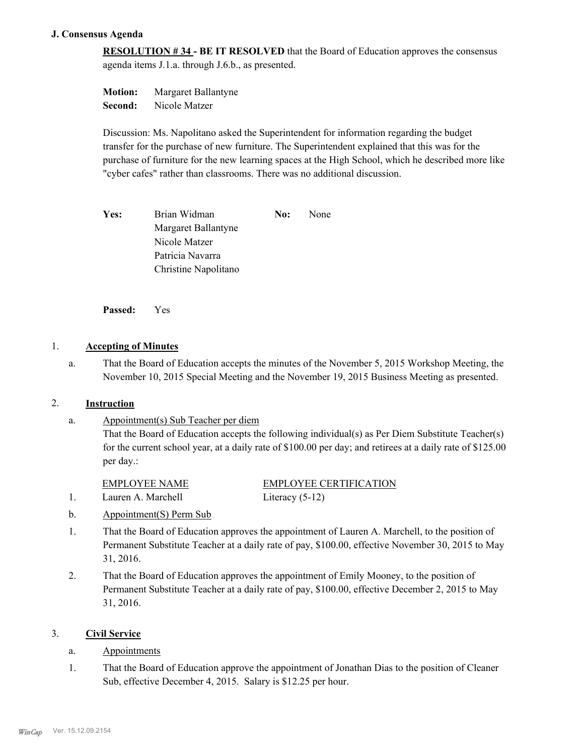### J. Consensus Agenda

**RESOLUTION # 34 - BE IT RESOLVED** that the Board of Education approves the consensus agenda items J.1.a. through J.6.b., as presented.

**Motion:** Margaret Ballantyne
**Second:** Nicole Matzer

Discussion: Ms. Napolitano asked the Superintendent for information regarding the budget transfer for the purchase of new furniture. The Superintendent explained that this was for the purchase of furniture for the new learning spaces at the High School, which he described more like "cyber cafes" rather than classrooms. There was no additional discussion.

| | | | |
|---|---|---|---|
| **Yes:** | Brian Widman | **No:** | None |
| | Margaret Ballantyne | | |
| | Nicole Matzer | | |
| | Patricia Navarra | | |
| | Christine Napolitano | | |

**Passed:** Yes

1. **Accepting of Minutes**

   a. That the Board of Education accepts the minutes of the November 5, 2015 Workshop Meeting, the November 10, 2015 Special Meeting and the November 19, 2015 Business Meeting as presented.

2. **Instruction**

   a. Appointment(s) Sub Teacher per diem
   That the Board of Education accepts the following individual(s) as Per Diem Substitute Teacher(s) for the current school year, at a daily rate of $100.00 per day; and retirees at a daily rate of $125.00 per day.:

   | | EMPLOYEE NAME | EMPLOYEE CERTIFICATION |
   |---|---|---|
   | 1. | Lauren A. Marchell | Literacy (5-12) |

   b. Appointment(S) Perm Sub

   1. That the Board of Education approves the appointment of Lauren A. Marchell, to the position of Permanent Substitute Teacher at a daily rate of pay, $100.00, effective November 30, 2015 to May 31, 2016.
   2. That the Board of Education approves the appointment of Emily Mooney, to the position of Permanent Substitute Teacher at a daily rate of pay, $100.00, effective December 2, 2015 to May 31, 2016.

3. **Civil Service**

   a. Appointments

   1. That the Board of Education approve the appointment of Jonathan Dias to the position of Cleaner Sub, effective December 4, 2015. Salary is $12.25 per hour.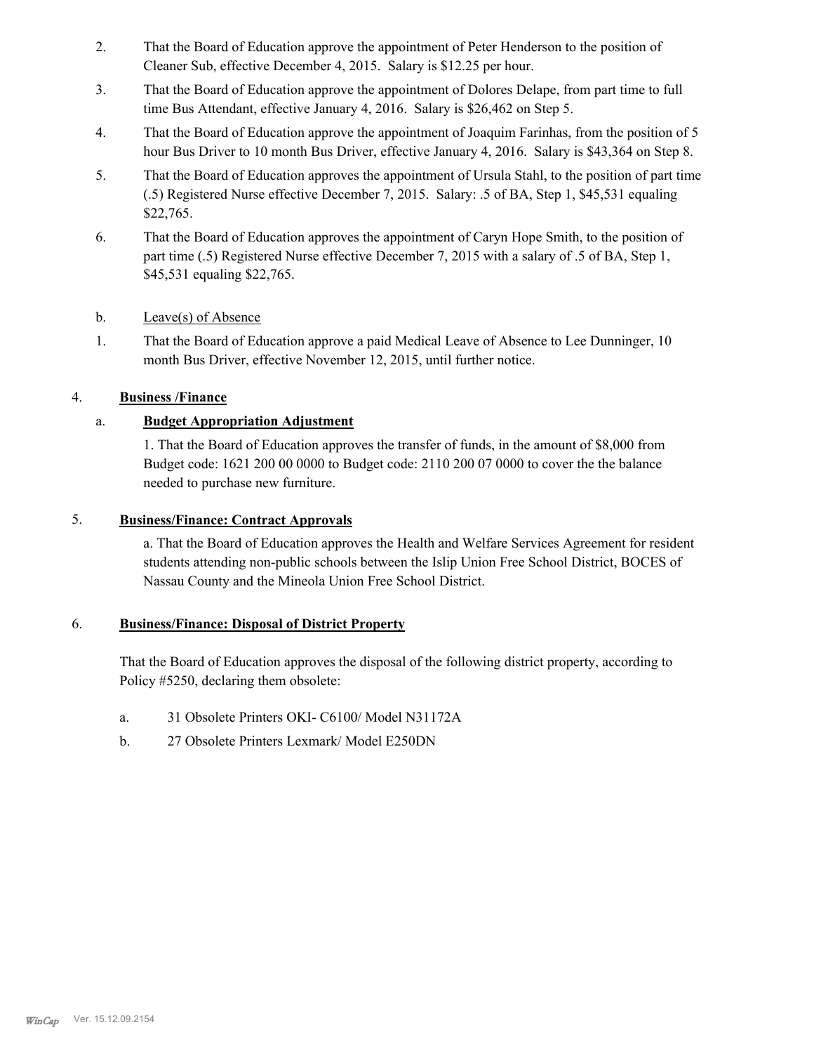2. That the Board of Education approve the appointment of Peter Henderson to the position of Cleaner Sub, effective December 4, 2015. Salary is $12.25 per hour.
3. That the Board of Education approve the appointment of Dolores Delape, from part time to full time Bus Attendant, effective January 4, 2016. Salary is $26,462 on Step 5.
4. That the Board of Education approve the appointment of Joaquim Farinhas, from the position of 5 hour Bus Driver to 10 month Bus Driver, effective January 4, 2016. Salary is $43,364 on Step 8.
5. That the Board of Education approves the appointment of Ursula Stahl, to the position of part time (.5) Registered Nurse effective December 7, 2015. Salary: .5 of BA, Step 1, $45,531 equaling $22,765.
6. That the Board of Education approves the appointment of Caryn Hope Smith, to the position of part time (.5) Registered Nurse effective December 7, 2015 with a salary of .5 of BA, Step 1, $45,531 equaling $22,765.

b. Leave(s) of Absence

1. That the Board of Education approve a paid Medical Leave of Absence to Lee Dunninger, 10 month Bus Driver, effective November 12, 2015, until further notice.

4. **Business /Finance**

a. **Budget Appropriation Adjustment**

1. That the Board of Education approves the transfer of funds, in the amount of $8,000 from Budget code: 1621 200 00 0000 to Budget code: 2110 200 07 0000 to cover the the balance needed to purchase new furniture.

5. **Business/Finance: Contract Approvals**

a. That the Board of Education approves the Health and Welfare Services Agreement for resident students attending non-public schools between the Islip Union Free School District, BOCES of Nassau County and the Mineola Union Free School District.

6. **Business/Finance: Disposal of District Property**

That the Board of Education approves the disposal of the following district property, according to Policy #5250, declaring them obsolete:

a. 31 Obsolete Printers OKI- C6100/ Model N31172A
b. 27 Obsolete Printers Lexmark/ Model E250DN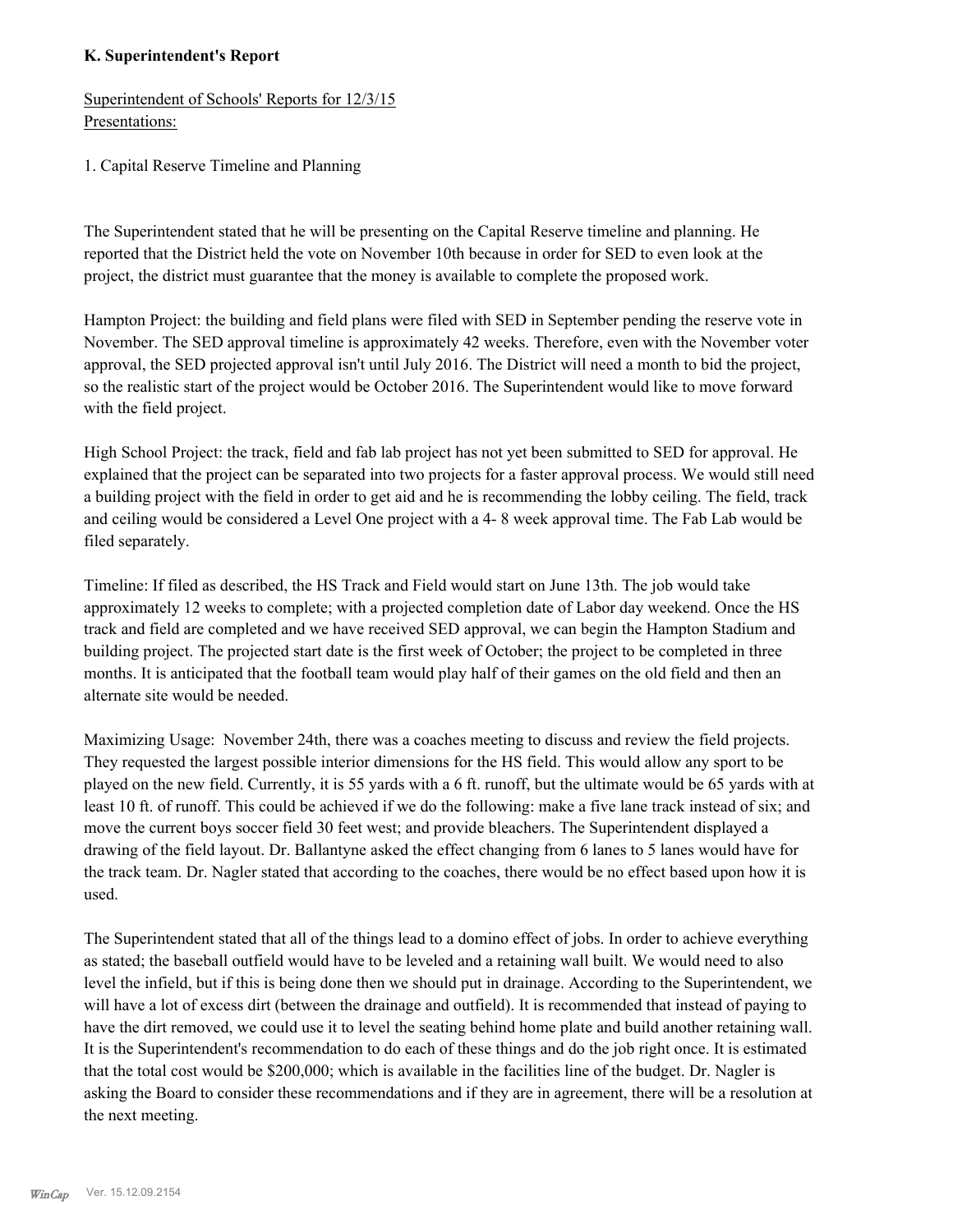### K. Superintendent's Report

Superintendent of Schools' Reports for 12/3/15
Presentations:

1. Capital Reserve Timeline and Planning

The Superintendent stated that he will be presenting on the Capital Reserve timeline and planning. He reported that the District held the vote on November 10th because in order for SED to even look at the project, the district must guarantee that the money is available to complete the proposed work.

Hampton Project: the building and field plans were filed with SED in September pending the reserve vote in November. The SED approval timeline is approximately 42 weeks. Therefore, even with the November voter approval, the SED projected approval isn't until July 2016. The District will need a month to bid the project, so the realistic start of the project would be October 2016. The Superintendent would like to move forward with the field project.

High School Project: the track, field and fab lab project has not yet been submitted to SED for approval. He explained that the project can be separated into two projects for a faster approval process. We would still need a building project with the field in order to get aid and he is recommending the lobby ceiling. The field, track and ceiling would be considered a Level One project with a 4- 8 week approval time. The Fab Lab would be filed separately.

Timeline: If filed as described, the HS Track and Field would start on June 13th. The job would take approximately 12 weeks to complete; with a projected completion date of Labor day weekend. Once the HS track and field are completed and we have received SED approval, we can begin the Hampton Stadium and building project. The projected start date is the first week of October; the project to be completed in three months. It is anticipated that the football team would play half of their games on the old field and then an alternate site would be needed.

Maximizing Usage: November 24th, there was a coaches meeting to discuss and review the field projects. They requested the largest possible interior dimensions for the HS field. This would allow any sport to be played on the new field. Currently, it is 55 yards with a 6 ft. runoff, but the ultimate would be 65 yards with at least 10 ft. of runoff. This could be achieved if we do the following: make a five lane track instead of six; and move the current boys soccer field 30 feet west; and provide bleachers. The Superintendent displayed a drawing of the field layout. Dr. Ballantyne asked the effect changing from 6 lanes to 5 lanes would have for the track team. Dr. Nagler stated that according to the coaches, there would be no effect based upon how it is used.

The Superintendent stated that all of the things lead to a domino effect of jobs. In order to achieve everything as stated; the baseball outfield would have to be leveled and a retaining wall built. We would need to also level the infield, but if this is being done then we should put in drainage. According to the Superintendent, we will have a lot of excess dirt (between the drainage and outfield). It is recommended that instead of paying to have the dirt removed, we could use it to level the seating behind home plate and build another retaining wall. It is the Superintendent's recommendation to do each of these things and do the job right once. It is estimated that the total cost would be $200,000; which is available in the facilities line of the budget. Dr. Nagler is asking the Board to consider these recommendations and if they are in agreement, there will be a resolution at the next meeting.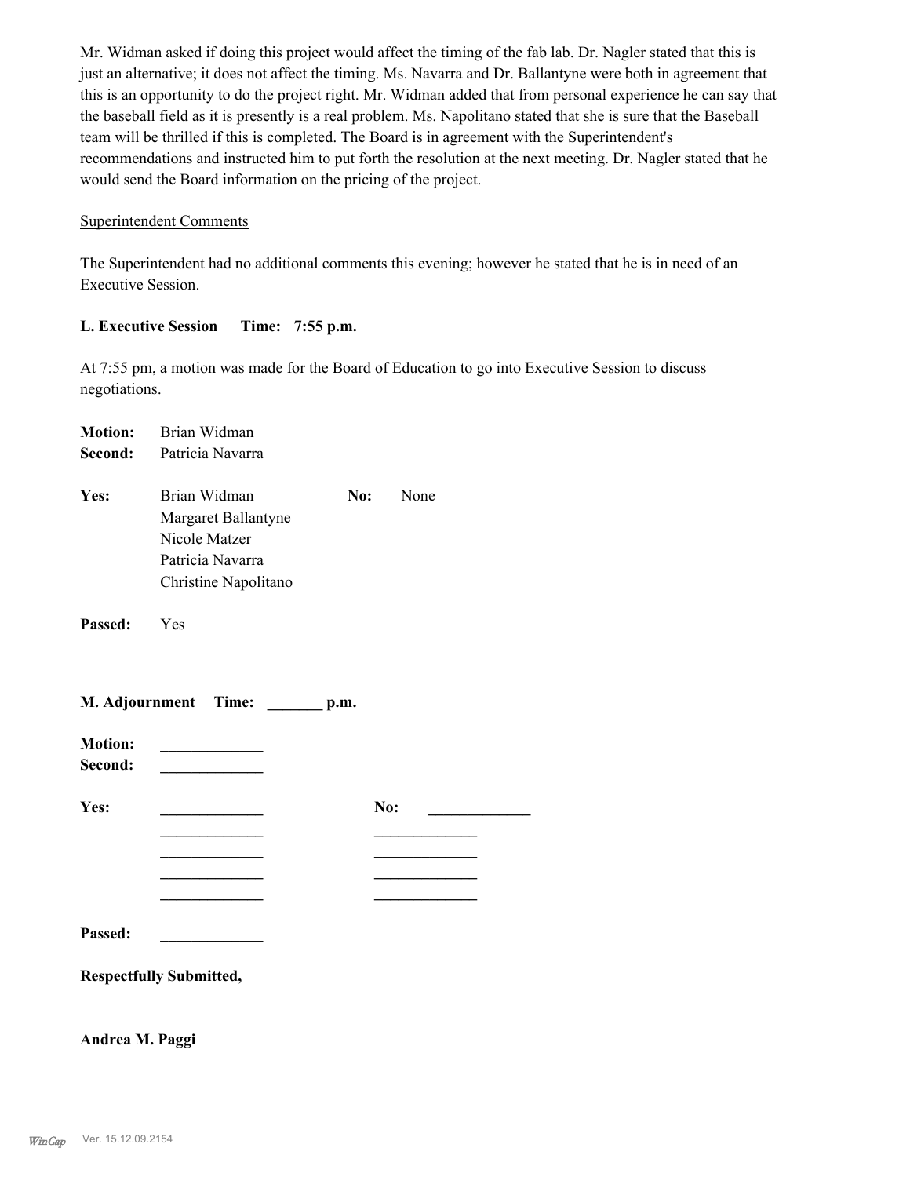Mr. Widman asked if doing this project would affect the timing of the fab lab. Dr. Nagler stated that this is just an alternative; it does not affect the timing. Ms. Navarra and Dr. Ballantyne were both in agreement that this is an opportunity to do the project right. Mr. Widman added that from personal experience he can say that the baseball field as it is presently is a real problem. Ms. Napolitano stated that she is sure that the Baseball team will be thrilled if this is completed. The Board is in agreement with the Superintendent's recommendations and instructed him to put forth the resolution at the next meeting. Dr. Nagler stated that he would send the Board information on the pricing of the project.

Superintendent Comments

The Superintendent had no additional comments this evening; however he stated that he is in need of an Executive Session.

**L. Executive Session Time: 7:55 p.m.**

At 7:55 pm, a motion was made for the Board of Education to go into Executive Session to discuss negotiations.

**Motion:** Brian Widman
**Second:** Patricia Navarra

**Yes:** Brian Widman
Margaret Ballantyne
Nicole Matzer
Patricia Navarra
Christine Napolitano

**No:** None

**Passed:** Yes

**M. Adjournment Time: _______ p.m.**

**Motion:** _____________
**Second:** _____________

**Yes:** _____________ **No:** _____________
_____________ _____________
_____________ _____________
_____________ _____________
_____________ _____________

**Passed:** _____________

**Respectfully Submitted,**

**Andrea M. Paggi**